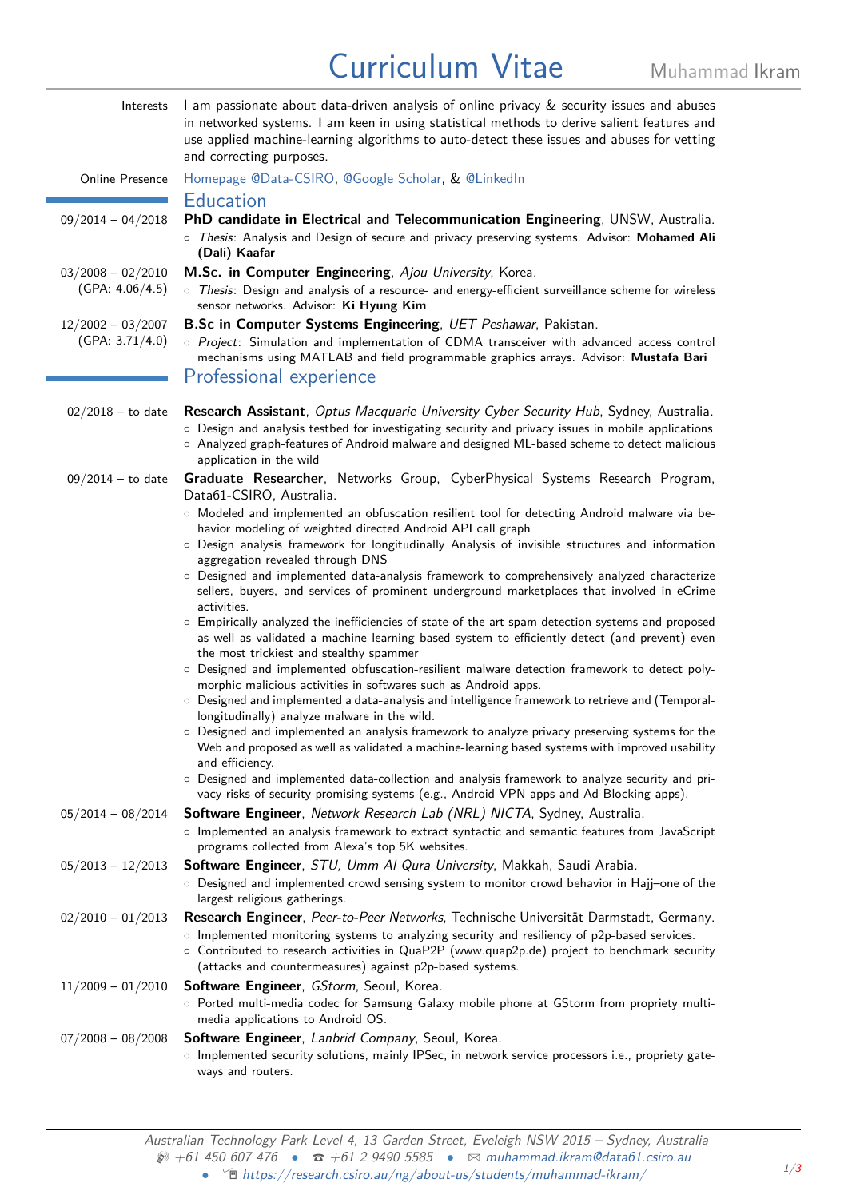# Curriculum Vitae

Muhammad **Ikram**

Interests — I am passionate about data-driven analysis of online privacy & security issues and abuses in networked systems. I am keen in using statistical methods to derive salient features and use applied machine-learning algorithms to auto-detect these issues and abuses for vetting and correcting purposes.

Online Presence — Homepage @Data-CSIRO, @Google Scholar, & @LinkedIn

## Education

**09/2014 – 04/2018** — **PhD candidate in Electrical and Telecommunication Engineering**, UNSW, Australia.
- *Thesis*: Analysis and Design of secure and privacy preserving systems. Advisor: **Mohamed Ali (Dali) Kaafar**

**03/2008 – 02/2010 (GPA: 4.06/4.5)** — **M.Sc. in Computer Engineering**, *Ajou University*, Korea.
- *Thesis*: Design and analysis of a resource- and energy-efficient surveillance scheme for wireless sensor networks. Advisor: **Ki Hyung Kim**

**12/2002 – 03/2007 (GPA: 3.71/4.0)** — **B.Sc in Computer Systems Engineering**, *UET Peshawar*, Pakistan.
- *Project*: Simulation and implementation of CDMA transceiver with advanced access control mechanisms using MATLAB and field programmable graphics arrays. Advisor: **Mustafa Bari**

## Professional experience

**02/2018 – to date** — **Research Assistant**, *Optus Macquarie University Cyber Security Hub*, Sydney, Australia.
- Design and analysis testbed for investigating security and privacy issues in mobile applications
- Analyzed graph-features of Android malware and designed ML-based scheme to detect malicious application in the wild

**09/2014 – to date** — **Graduate Researcher**, Networks Group, CyberPhysical Systems Research Program, Data61-CSIRO, Australia.
- Modeled and implemented an obfuscation resilient tool for detecting Android malware via behavior modeling of weighted directed Android API call graph
- Design analysis framework for longitudinally Analysis of invisible structures and information aggregation revealed through DNS
- Designed and implemented data-analysis framework to comprehensively analyzed characterize sellers, buyers, and services of prominent underground marketplaces that involved in eCrime activities.
- Empirically analyzed the inefficiencies of state-of-the art spam detection systems and proposed as well as validated a machine learning based system to efficiently detect (and prevent) even the most trickiest and stealthy spammer
- Designed and implemented obfuscation-resilient malware detection framework to detect polymorphic malicious activities in softwares such as Android apps.
- Designed and implemented a data-analysis and intelligence framework to retrieve and (Temporal-longitudinally) analyze malware in the wild.
- Designed and implemented an analysis framework to analyze privacy preserving systems for the Web and proposed as well as validated a machine-learning based systems with improved usability and efficiency.
- Designed and implemented data-collection and analysis framework to analyze security and privacy risks of security-promising systems (e.g., Android VPN apps and Ad-Blocking apps).

**05/2014 – 08/2014** — **Software Engineer**, *Network Research Lab (NRL) NICTA*, Sydney, Australia.
- Implemented an analysis framework to extract syntactic and semantic features from JavaScript programs collected from Alexa's top 5K websites.

**05/2013 – 12/2013** — **Software Engineer**, *STU, Umm Al Qura University*, Makkah, Saudi Arabia.
- Designed and implemented crowd sensing system to monitor crowd behavior in Hajj–one of the largest religious gatherings.

**02/2010 – 01/2013** — **Research Engineer**, *Peer-to-Peer Networks*, Technische Universität Darmstadt, Germany.
- Implemented monitoring systems to analyzing security and resiliency of p2p-based services.
- Contributed to research activities in QuaP2P (www.quap2p.de) project to benchmark security (attacks and countermeasures) against p2p-based systems.

**11/2009 – 01/2010** — **Software Engineer**, *GStorm*, Seoul, Korea.
- Ported multi-media codec for Samsung Galaxy mobile phone at GStorm from propriety multi-media applications to Android OS.

**07/2008 – 08/2008** — **Software Engineer**, *Lanbrid Company*, Seoul, Korea.
- Implemented security solutions, mainly IPSec, in network service processors i.e., propriety gateways and routers.

*Australian Technology Park Level 4, 13 Garden Street, Eveleigh NSW 2015 – Sydney, Australia*
*+61 450 607 476 • +61 2 9490 5585 • muhammad.ikram@data61.csiro.au*
*• https://research.csiro.au/ng/about-us/students/muhammad-ikram/*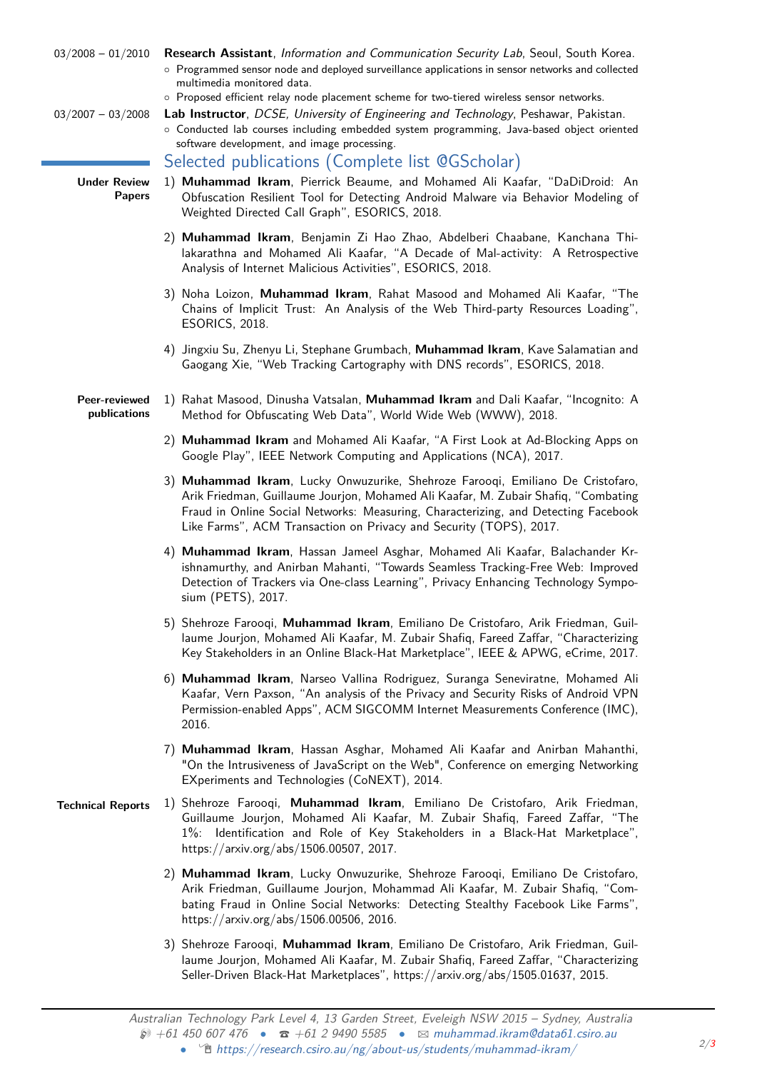03/2008 – 01/2010 **Research Assistant**, *Information and Communication Security Lab*, Seoul, South Korea.

- Programmed sensor node and deployed surveillance applications in sensor networks and collected multimedia monitored data.
- Proposed efficient relay node placement scheme for two-tiered wireless sensor networks.

03/2007 – 03/2008 **Lab Instructor**, *DCSE, University of Engineering and Technology*, Peshawar, Pakistan.

- Conducted lab courses including embedded system programming, Java-based object oriented software development, and image processing.

## Selected publications (Complete list @GScholar)

**Under Review Papers**

1) **Muhammad Ikram**, Pierrick Beaume, and Mohamed Ali Kaafar, "DaDiDroid: An Obfuscation Resilient Tool for Detecting Android Malware via Behavior Modeling of Weighted Directed Call Graph", ESORICS, 2018.

2) **Muhammad Ikram**, Benjamin Zi Hao Zhao, Abdelberi Chaabane, Kanchana Thilakarathna and Mohamed Ali Kaafar, "A Decade of Mal-activity: A Retrospective Analysis of Internet Malicious Activities", ESORICS, 2018.

3) Noha Loizon, **Muhammad Ikram**, Rahat Masood and Mohamed Ali Kaafar, "The Chains of Implicit Trust: An Analysis of the Web Third-party Resources Loading", ESORICS, 2018.

4) Jingxiu Su, Zhenyu Li, Stephane Grumbach, **Muhammad Ikram**, Kave Salamatian and Gaogang Xie, "Web Tracking Cartography with DNS records", ESORICS, 2018.

**Peer-reviewed publications**

1) Rahat Masood, Dinusha Vatsalan, **Muhammad Ikram** and Dali Kaafar, "Incognito: A Method for Obfuscating Web Data", World Wide Web (WWW), 2018.

2) **Muhammad Ikram** and Mohamed Ali Kaafar, "A First Look at Ad-Blocking Apps on Google Play", IEEE Network Computing and Applications (NCA), 2017.

3) **Muhammad Ikram**, Lucky Onwuzurike, Shehroze Farooqi, Emiliano De Cristofaro, Arik Friedman, Guillaume Jourjon, Mohamed Ali Kaafar, M. Zubair Shafiq, "Combating Fraud in Online Social Networks: Measuring, Characterizing, and Detecting Facebook Like Farms", ACM Transaction on Privacy and Security (TOPS), 2017.

4) **Muhammad Ikram**, Hassan Jameel Asghar, Mohamed Ali Kaafar, Balachander Krishnamurthy, and Anirban Mahanti, "Towards Seamless Tracking-Free Web: Improved Detection of Trackers via One-class Learning", Privacy Enhancing Technology Symposium (PETS), 2017.

5) Shehroze Farooqi, **Muhammad Ikram**, Emiliano De Cristofaro, Arik Friedman, Guillaume Jourjon, Mohamed Ali Kaafar, M. Zubair Shafiq, Fareed Zaffar, "Characterizing Key Stakeholders in an Online Black-Hat Marketplace", IEEE & APWG, eCrime, 2017.

6) **Muhammad Ikram**, Narseo Vallina Rodriguez, Suranga Seneviratne, Mohamed Ali Kaafar, Vern Paxson, "An analysis of the Privacy and Security Risks of Android VPN Permission-enabled Apps", ACM SIGCOMM Internet Measurements Conference (IMC), 2016.

7) **Muhammad Ikram**, Hassan Asghar, Mohamed Ali Kaafar and Anirban Mahanthi, "On the Intrusiveness of JavaScript on the Web", Conference on emerging Networking EXperiments and Technologies (CoNEXT), 2014.

**Technical Reports**

1) Shehroze Farooqi, **Muhammad Ikram**, Emiliano De Cristofaro, Arik Friedman, Guillaume Jourjon, Mohamed Ali Kaafar, M. Zubair Shafiq, Fareed Zaffar, "The 1%: Identification and Role of Key Stakeholders in a Black-Hat Marketplace", https://arxiv.org/abs/1506.00507, 2017.

2) **Muhammad Ikram**, Lucky Onwuzurike, Shehroze Farooqi, Emiliano De Cristofaro, Arik Friedman, Guillaume Jourjon, Mohammad Ali Kaafar, M. Zubair Shafiq, "Combating Fraud in Online Social Networks: Detecting Stealthy Facebook Like Farms", https://arxiv.org/abs/1506.00506, 2016.

3) Shehroze Farooqi, **Muhammad Ikram**, Emiliano De Cristofaro, Arik Friedman, Guillaume Jourjon, Mohamed Ali Kaafar, M. Zubair Shafiq, Fareed Zaffar, "Characterizing Seller-Driven Black-Hat Marketplaces", https://arxiv.org/abs/1505.01637, 2015.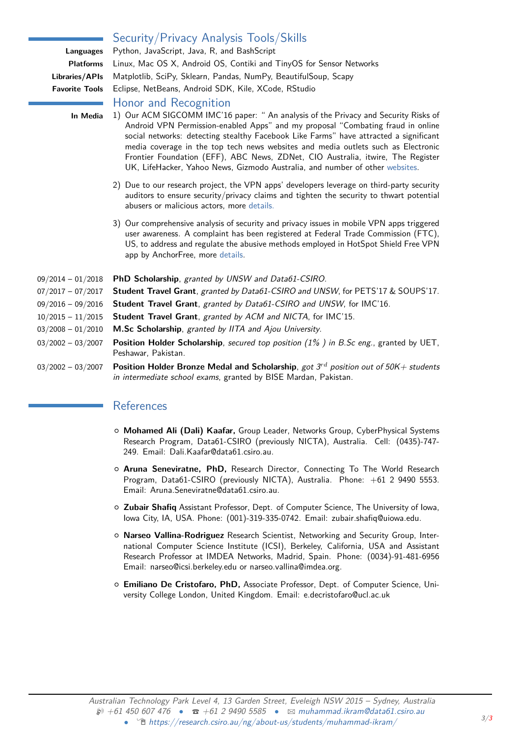## Security/Privacy Analysis Tools/Skills

**Languages** Python, JavaScript, Java, R, and BashScript

**Platforms** Linux, Mac OS X, Android OS, Contiki and TinyOS for Sensor Networks

**Libraries/APIs** Matplotlib, SciPy, Sklearn, Pandas, NumPy, BeautifulSoup, Scapy

**Favorite Tools** Eclipse, NetBeans, Android SDK, Kile, XCode, RStudio

## Honor and Recognition

**In Media**

1) Our ACM SIGCOMM IMC'16 paper: " An analysis of the Privacy and Security Risks of Android VPN Permission-enabled Apps" and my proposal "Combating fraud in online social networks: detecting stealthy Facebook Like Farms" have attracted a significant media coverage in the top tech news websites and media outlets such as Electronic Frontier Foundation (EFF), ABC News, ZDNet, CIO Australia, itwire, The Register UK, LifeHacker, Yahoo News, Gizmodo Australia, and number of other websites.

2) Due to our research project, the VPN apps' developers leverage on third-party security auditors to ensure security/privacy claims and tighten the security to thwart potential abusers or malicious actors, more details.

3) Our comprehensive analysis of security and privacy issues in mobile VPN apps triggered user awareness. A complaint has been registered at Federal Trade Commission (FTC), US, to address and regulate the abusive methods employed in HotSpot Shield Free VPN app by AnchorFree, more details.

09/2014 – 01/2018 **PhD Scholarship**, *granted by UNSW and Data61-CSIRO.*

07/2017 – 07/2017 **Student Travel Grant**, *granted by Data61-CSIRO and UNSW*, for PETS'17 & SOUPS'17.

09/2016 – 09/2016 **Student Travel Grant**, *granted by Data61-CSIRO and UNSW*, for IMC'16.

10/2015 – 11/2015 **Student Travel Grant**, *granted by ACM and NICTA*, for IMC'15.

03/2008 – 01/2010 **M.Sc Scholarship**, *granted by IITA and Ajou University.*

03/2002 – 03/2007 **Position Holder Scholarship**, *secured top position (1% ) in B.Sc eng.*, granted by UET, Peshawar, Pakistan.

03/2002 – 03/2007 **Position Holder Bronze Medal and Scholarship**, *got 3rd position out of 50K+ students in intermediate school exams*, granted by BISE Mardan, Pakistan.

## References

- **Mohamed Ali (Dali) Kaafar,** Group Leader, Networks Group, CyberPhysical Systems Research Program, Data61-CSIRO (previously NICTA), Australia. Cell: (0435)-747-249. Email: Dali.Kaafar@data61.csiro.au.
- **Aruna Seneviratne, PhD,** Research Director, Connecting To The World Research Program, Data61-CSIRO (previously NICTA), Australia. Phone: +61 2 9490 5553. Email: Aruna.Seneviratne@data61.csiro.au.
- **Zubair Shafiq** Assistant Professor, Dept. of Computer Science, The University of Iowa, Iowa City, IA, USA. Phone: (001)-319-335-0742. Email: zubair.shafiq@uiowa.edu.
- **Narseo Vallina-Rodriguez** Research Scientist, Networking and Security Group, International Computer Science Institute (ICSI), Berkeley, California, USA and Assistant Research Professor at IMDEA Networks, Madrid, Spain. Phone: (0034)-91-481-6956 Email: narseo@icsi.berkeley.edu or narseo.vallina@imdea.org.
- **Emiliano De Cristofaro, PhD,** Associate Professor, Dept. of Computer Science, University College London, United Kingdom. Email: e.decristofaro@ucl.ac.uk